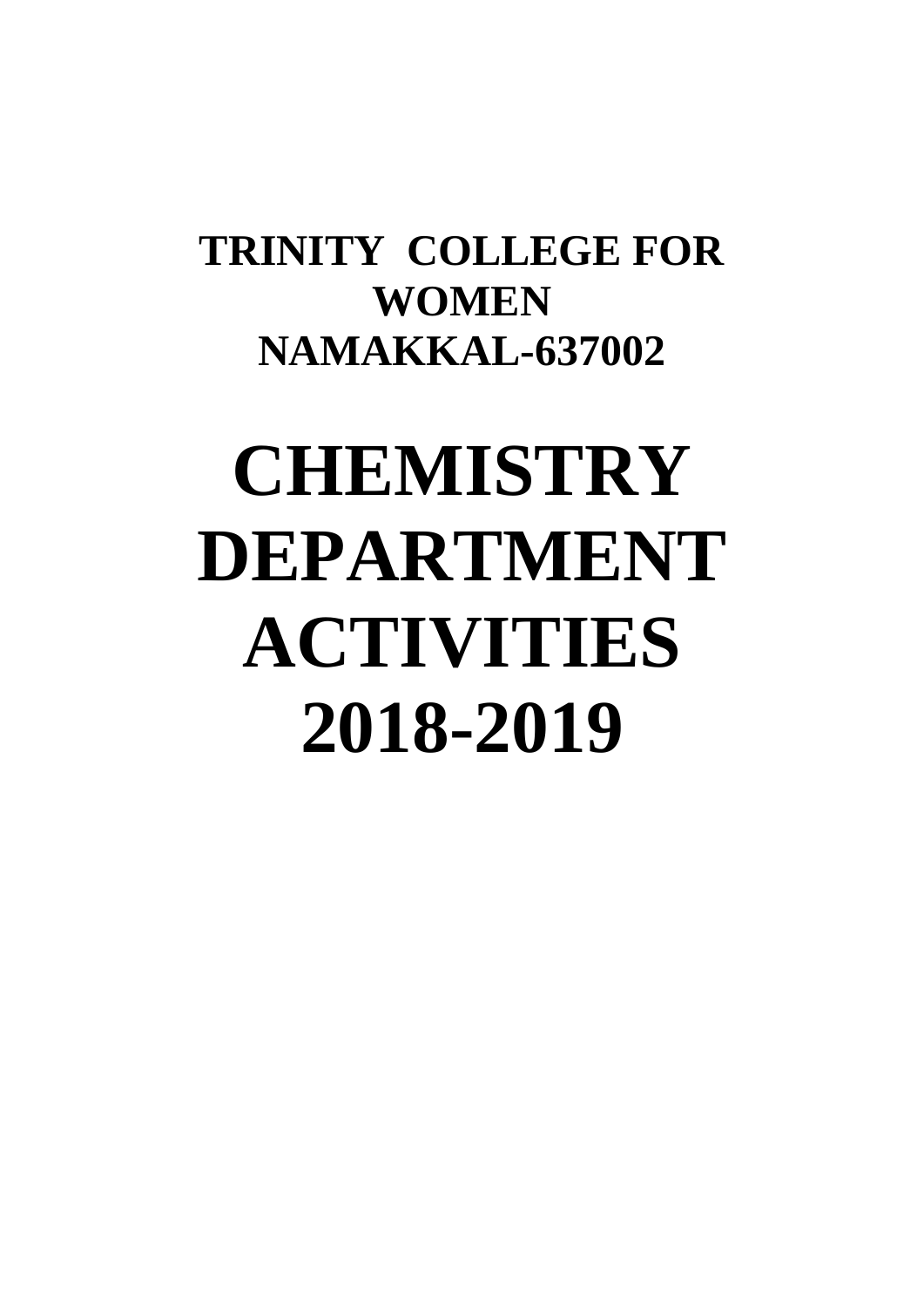**TRINITY COLLEGE FOR WOMEN**
**NAMAKKAL-637002**

# CHEMISTRY DEPARTMENT ACTIVITIES 2018-2019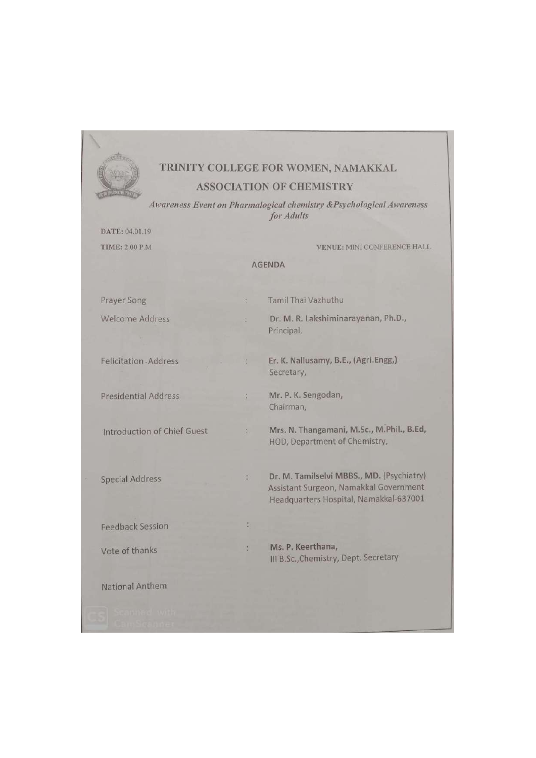# TRINITY COLLEGE FOR WOMEN, NAMAKKAL

## ASSOCIATION OF CHEMISTRY

*Awareness Event on Pharmalogical chemistry &Psychological Awareness for Adults*

**DATE:** 04.01.19

**TIME:** 2.00 P.M

**VENUE:** MINI CONFERENCE HALL

### AGENDA

| | | |
|---|---|---|
| Prayer Song | : | Tamil Thai Vazhuthu |
| Welcome Address | : | **Dr. M. R. Lakshiminarayanan, Ph.D.,** Principal, |
| Felicitation Address | : | **Er. K. Nallusamy, B.E., (Agri.Engg,)** Secretary, |
| Presidential Address | : | **Mr. P. K. Sengodan,** Chairman, |
| Introduction of Chief Guest | : | **Mrs. N. Thangamani, M.Sc., M.Phil., B.Ed,** HOD, Department of Chemistry, |
| Special Address | : | **Dr. M. Tamilselvi MBBS., MD.** (Psychiatry) Assistant Surgeon, Namakkal Government Headquarters Hospital, Namakkal-637001 |
| Feedback Session | : | |
| Vote of thanks | : | **Ms. P. Keerthana,** III B.Sc.,Chemistry, Dept. Secretary |
| National Anthem | | |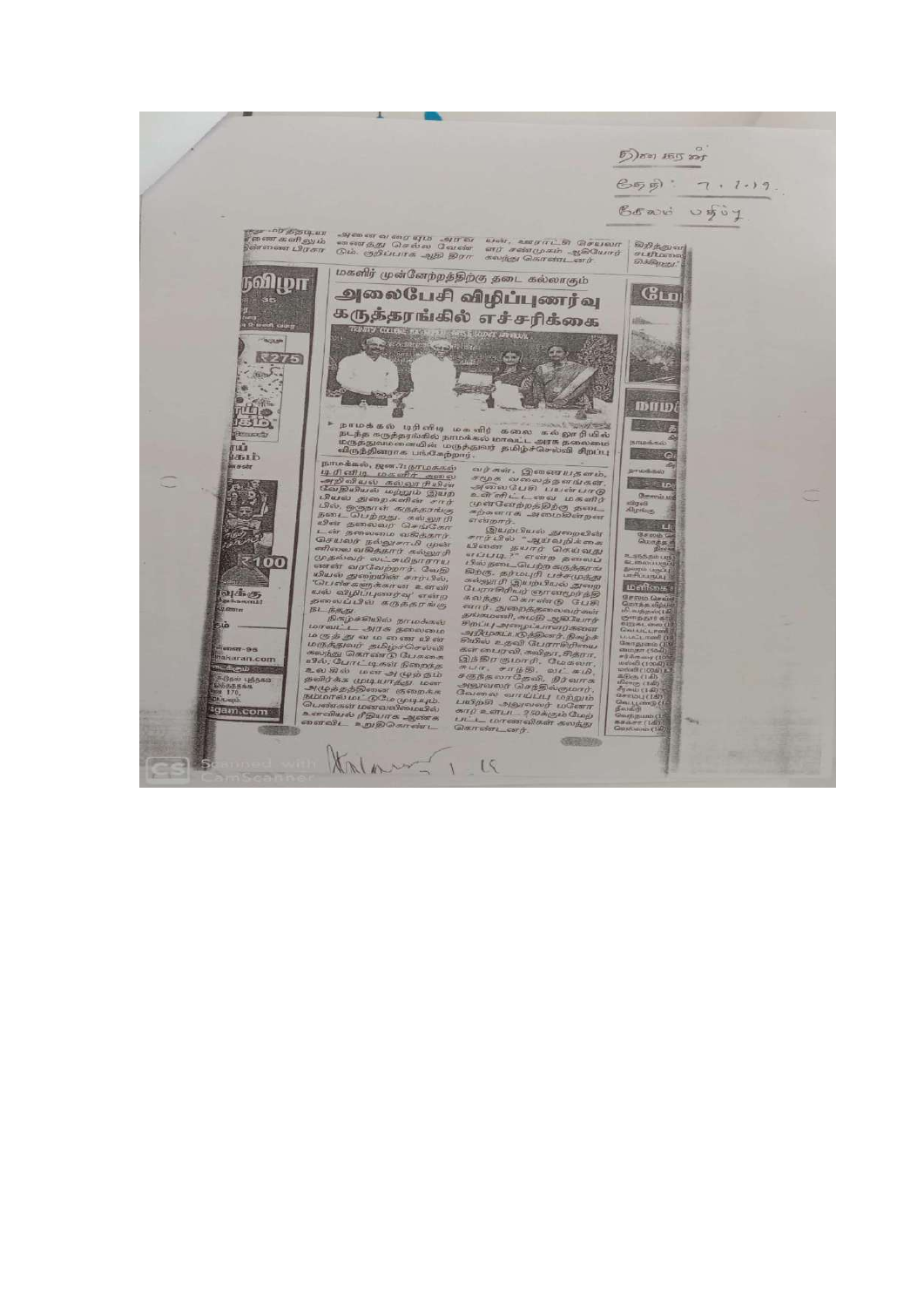தினகரன்

தேதி: 7.1.19.

சேலம் பதிப்பு

மகளிர் முன்னேற்றத்திற்கு தடை கல்லாகும்

# அலைபேசி விழிப்புணர்வு கருத்தரங்கில் எச்சரிக்கை

நாமக்கல் டிரினிடி மகளிர் கலை கல்லூரியில் நடந்த கருத்தரங்கில் நாமக்கல் மாவட்ட அரசு தலைமை மருத்துவமனையின் மருத்துவர் தமிழ்செல்வி சிறப்பு விருந்தினராக பங்கேற்றார்.

நாமக்கல், ஜன.7: நாமக்கல் டிரினிடி மகளிர் கலை அறிவியல் கல்லூரியின் வேதியியல் மற்றும் இயற்பியல் துறைகளின் சார்பில், ஒருநாள் கருத்தரங்கு நடைபெற்றது. கல்லூரியின் தலைவர் செங்கோடன் தலைமை வகித்தார். செயலர் நல்லுசாமி முன்னிலை வகித்தார். கல்லூரி முதல்வர் லட்சுமிநாராயணன் வரவேற்றார். வேதியியல் துறையின் சார்பில், 'பெண்களுக்கான உளவியல் விழிப்புணர்வு' என்ற தலைப்பில் கருத்தரங்கு நடந்தது.

நிகழ்ச்சியில் நாமக்கல் மாவட்ட அரசு தலைமை மருத்துவமனையின் மருத்துவர் தமிழ்செல்வி கலந்து கொண்டு பேசுகையில், போட்டிகள் நிறைந்த உலகில் மன அழுத்தம் தவிர்க்க முடியாதது. மன அழுத்தத்தினை குறைக்க நம்மால் மட்டுமே முடியும். பெண்கள் மனவலிமையில் உளவியல் ரீதியாக ஆண்களைவிட உறுதிகொண்டவர்கள். இணையதளம், சமூக வலைத்தளங்கள், அலைபேசி பயன்பாடு உள்ளிட்டவை மகளிர் முன்னேற்றத்திற்கு தடைகற்களாக அமைகின்றன என்றார்.

இயற்பியல் துறையின் சார்பில் "ஆய்வறிக்கையினை தயார் செய்வது எப்படி?" என்ற தலைப்பில் நடைபெற்ற கருத்தரங்கில், தர்மபுரி பச்சமுத்து கல்லூரி இயற்பியல் துறை பேராசிரியர் ஞானமூர்த்தி கலந்து கொண்டு பேசினார். துறைத்தலைவர்கள் தமிழ்மணி, சுமதி ஆகியோர் சிறப்பு அழைப்பாளர்களை அறிமுகப்படுத்தினர். நிகழ்ச்சியில் உதவி பேராசிரியைகள் பைரவி, கவிதா, சித்ரா, இந்திரகுமாரி, மேகலா, சுபா, சாந்தி, லட்சுமி, சகுந்தலாதேவி, நிர்வாக அலுவலர் செந்தில்குமார், வேலை வாய்ப்பு மற்றும் பயிற்சி அலுவலர் மனோகரன் உள்பட 350க்கும் மேற்பட்ட மாணவிகள் கலந்து கொண்டனர்.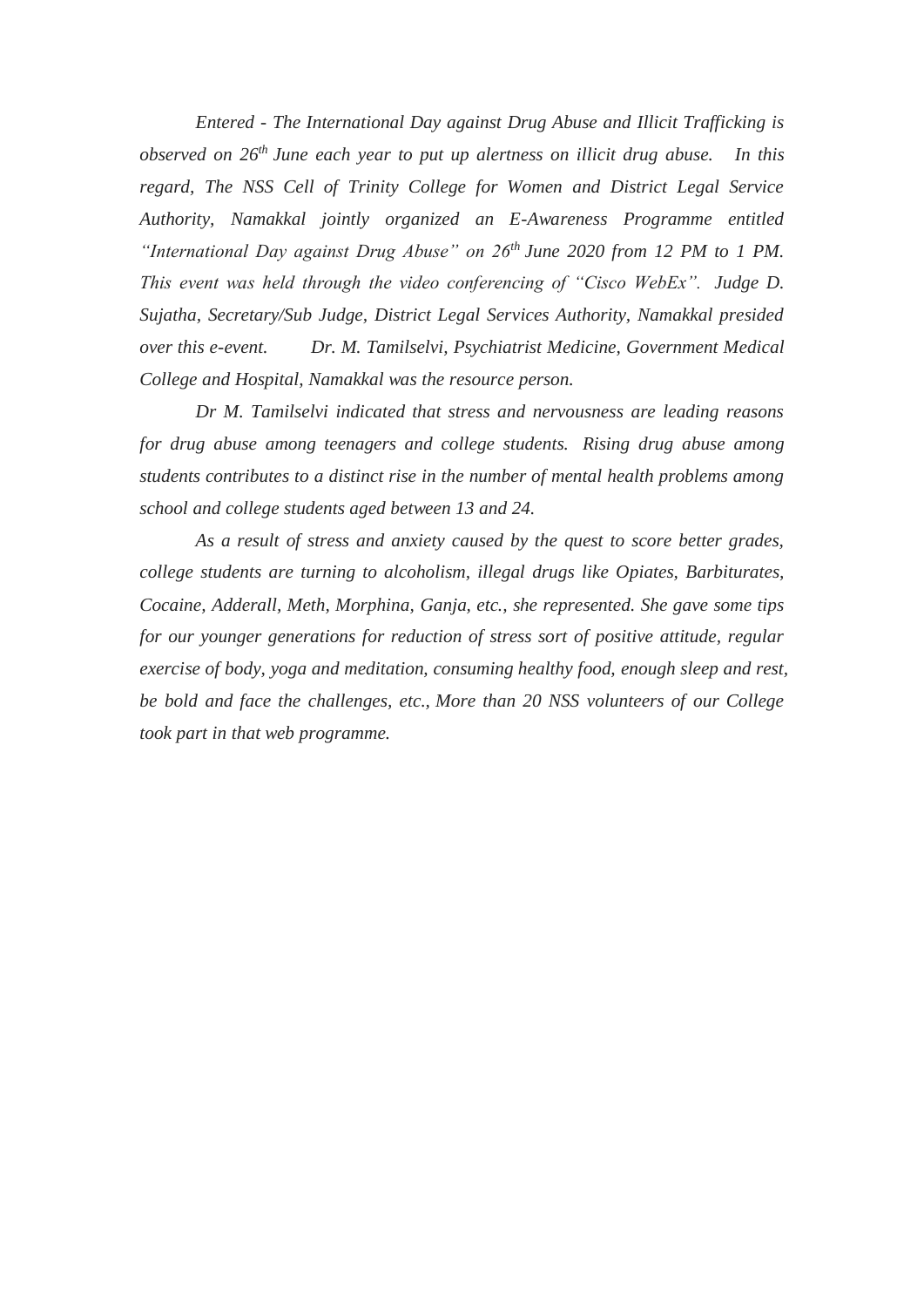*Entered - The International Day against Drug Abuse and Illicit Trafficking is observed on 26th June each year to put up alertness on illicit drug abuse. In this regard, The NSS Cell of Trinity College for Women and District Legal Service Authority, Namakkal jointly organized an E-Awareness Programme entitled "International Day against Drug Abuse" on 26th June 2020 from 12 PM to 1 PM. This event was held through the video conferencing of "Cisco WebEx". Judge D. Sujatha, Secretary/Sub Judge, District Legal Services Authority, Namakkal presided over this e-event. Dr. M. Tamilselvi, Psychiatrist Medicine, Government Medical College and Hospital, Namakkal was the resource person.*

*Dr M. Tamilselvi indicated that stress and nervousness are leading reasons for drug abuse among teenagers and college students. Rising drug abuse among students contributes to a distinct rise in the number of mental health problems among school and college students aged between 13 and 24.*

*As a result of stress and anxiety caused by the quest to score better grades, college students are turning to alcoholism, illegal drugs like Opiates, Barbiturates, Cocaine, Adderall, Meth, Morphina, Ganja, etc., she represented. She gave some tips for our younger generations for reduction of stress sort of positive attitude, regular exercise of body, yoga and meditation, consuming healthy food, enough sleep and rest, be bold and face the challenges, etc., More than 20 NSS volunteers of our College took part in that web programme.*